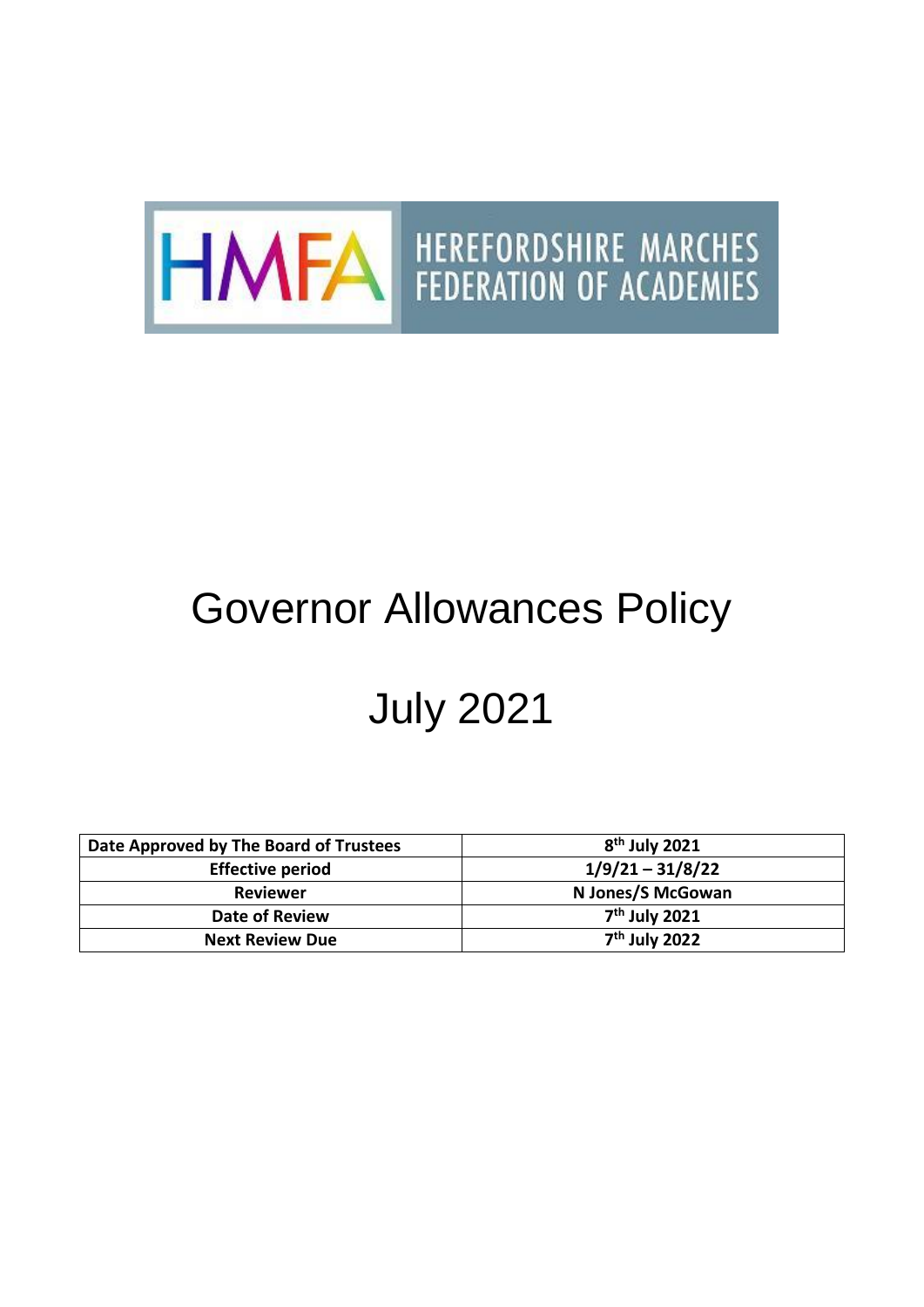HMFA HEREFORDSHIRE MARCHES FEDERATION OF ACADEMIES

# Governor Allowances Policy

# July 2021

| Date Approved by The Board of Trustees | 8th July 2021 |
|---|---|
| Effective period | 1/9/21 – 31/8/22 |
| Reviewer | N Jones/S McGowan |
| Date of Review | 7th July 2021 |
| Next Review Due | 7th July 2022 |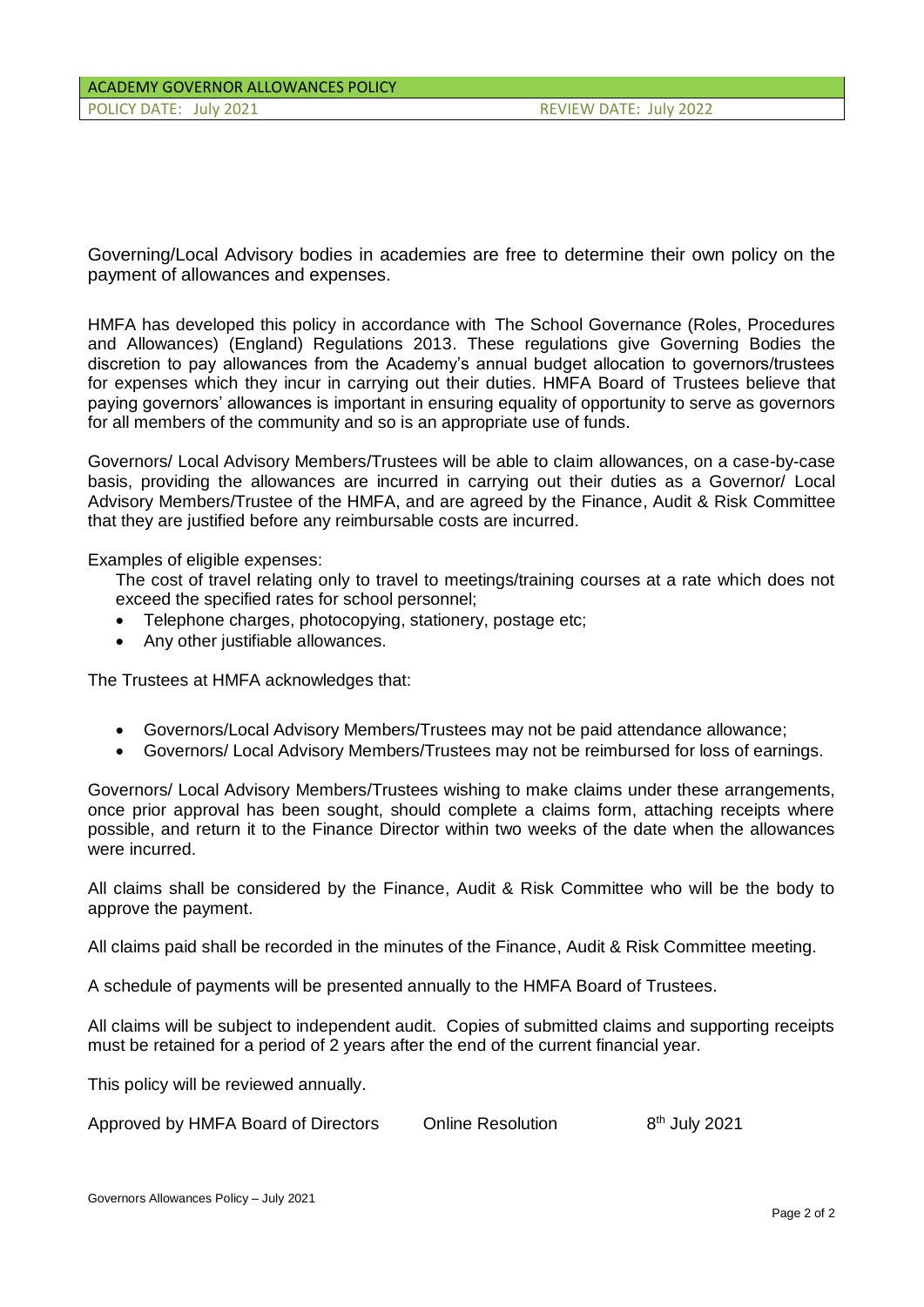| ACADEMY GOVERNOR ALLOWANCES POLICY | |
| --- | --- |
| POLICY DATE: July 2021 | REVIEW DATE: July 2022 |

Governing/Local Advisory bodies in academies are free to determine their own policy on the payment of allowances and expenses.

HMFA has developed this policy in accordance with The School Governance (Roles, Procedures and Allowances) (England) Regulations 2013. These regulations give Governing Bodies the discretion to pay allowances from the Academy's annual budget allocation to governors/trustees for expenses which they incur in carrying out their duties. HMFA Board of Trustees believe that paying governors' allowances is important in ensuring equality of opportunity to serve as governors for all members of the community and so is an appropriate use of funds.

Governors/ Local Advisory Members/Trustees will be able to claim allowances, on a case-by-case basis, providing the allowances are incurred in carrying out their duties as a Governor/ Local Advisory Members/Trustee of the HMFA, and are agreed by the Finance, Audit & Risk Committee that they are justified before any reimbursable costs are incurred.

Examples of eligible expenses:

The cost of travel relating only to travel to meetings/training courses at a rate which does not exceed the specified rates for school personnel;

- Telephone charges, photocopying, stationery, postage etc;
- Any other justifiable allowances.

The Trustees at HMFA acknowledges that:

- Governors/Local Advisory Members/Trustees may not be paid attendance allowance;
- Governors/ Local Advisory Members/Trustees may not be reimbursed for loss of earnings.

Governors/ Local Advisory Members/Trustees wishing to make claims under these arrangements, once prior approval has been sought, should complete a claims form, attaching receipts where possible, and return it to the Finance Director within two weeks of the date when the allowances were incurred.

All claims shall be considered by the Finance, Audit & Risk Committee who will be the body to approve the payment.

All claims paid shall be recorded in the minutes of the Finance, Audit & Risk Committee meeting.

A schedule of payments will be presented annually to the HMFA Board of Trustees.

All claims will be subject to independent audit. Copies of submitted claims and supporting receipts must be retained for a period of 2 years after the end of the current financial year.

This policy will be reviewed annually.

Approved by HMFA Board of Directors    Online Resolution    8th July 2021